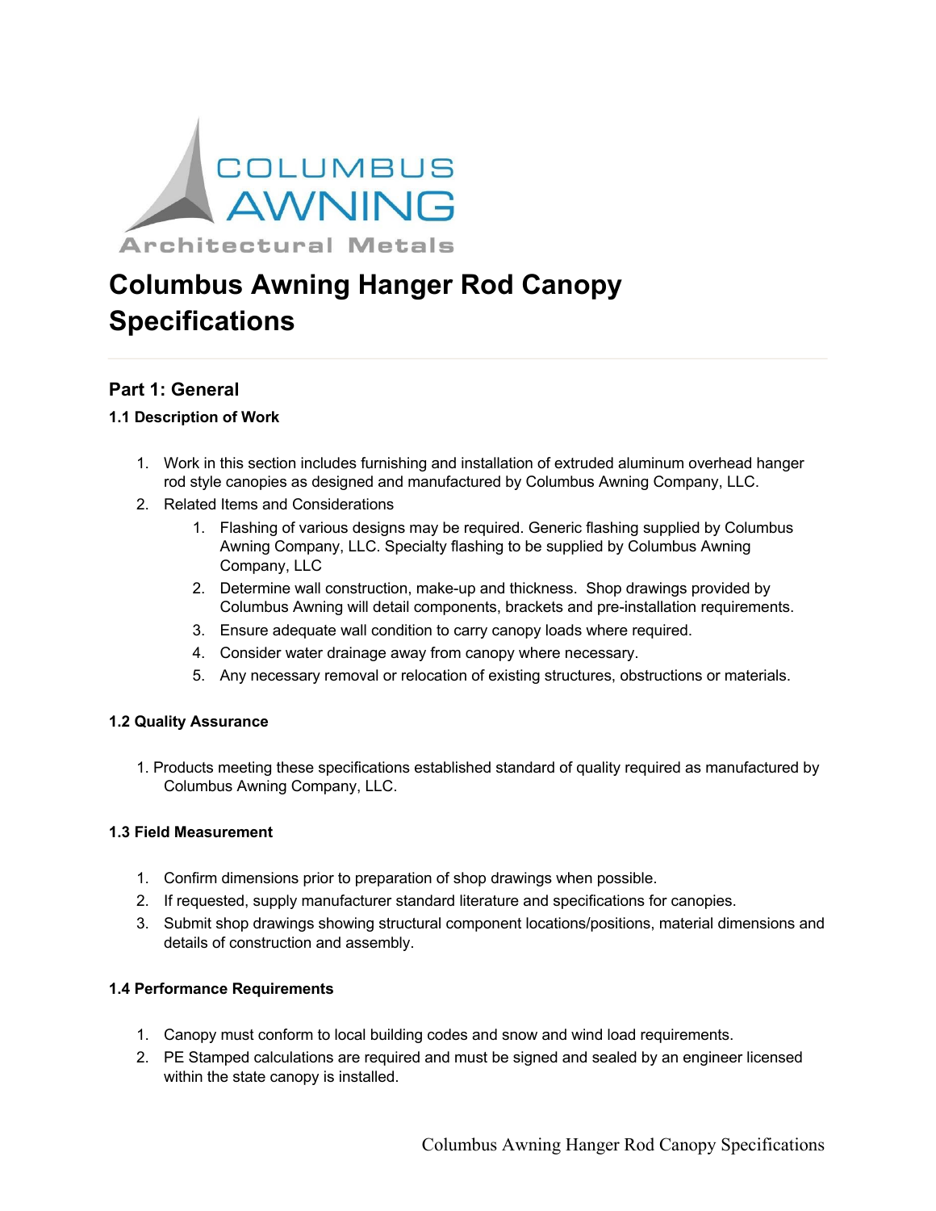# Columbus Awning Hanger Rod Canopy Specifications

## Part 1: General

### 1.1 Description of Work

1. Work in this section includes furnishing and installation of extruded aluminum overhead hanger rod style canopies as designed and manufactured by Columbus Awning Company, LLC.
2. Related Items and Considerations
    1. Flashing of various designs may be required. Generic flashing supplied by Columbus Awning Company, LLC. Specialty flashing to be supplied by Columbus Awning Company, LLC
    2. Determine wall construction, make-up and thickness. Shop drawings provided by Columbus Awning will detail components, brackets and pre-installation requirements.
    3. Ensure adequate wall condition to carry canopy loads where required.
    4. Consider water drainage away from canopy where necessary.
    5. Any necessary removal or relocation of existing structures, obstructions or materials.

### 1.2 Quality Assurance

1. Products meeting these specifications established standard of quality required as manufactured by Columbus Awning Company, LLC.

### 1.3 Field Measurement

1. Confirm dimensions prior to preparation of shop drawings when possible.
2. If requested, supply manufacturer standard literature and specifications for canopies.
3. Submit shop drawings showing structural component locations/positions, material dimensions and details of construction and assembly.

### 1.4 Performance Requirements

1. Canopy must conform to local building codes and snow and wind load requirements.
2. PE Stamped calculations are required and must be signed and sealed by an engineer licensed within the state canopy is installed.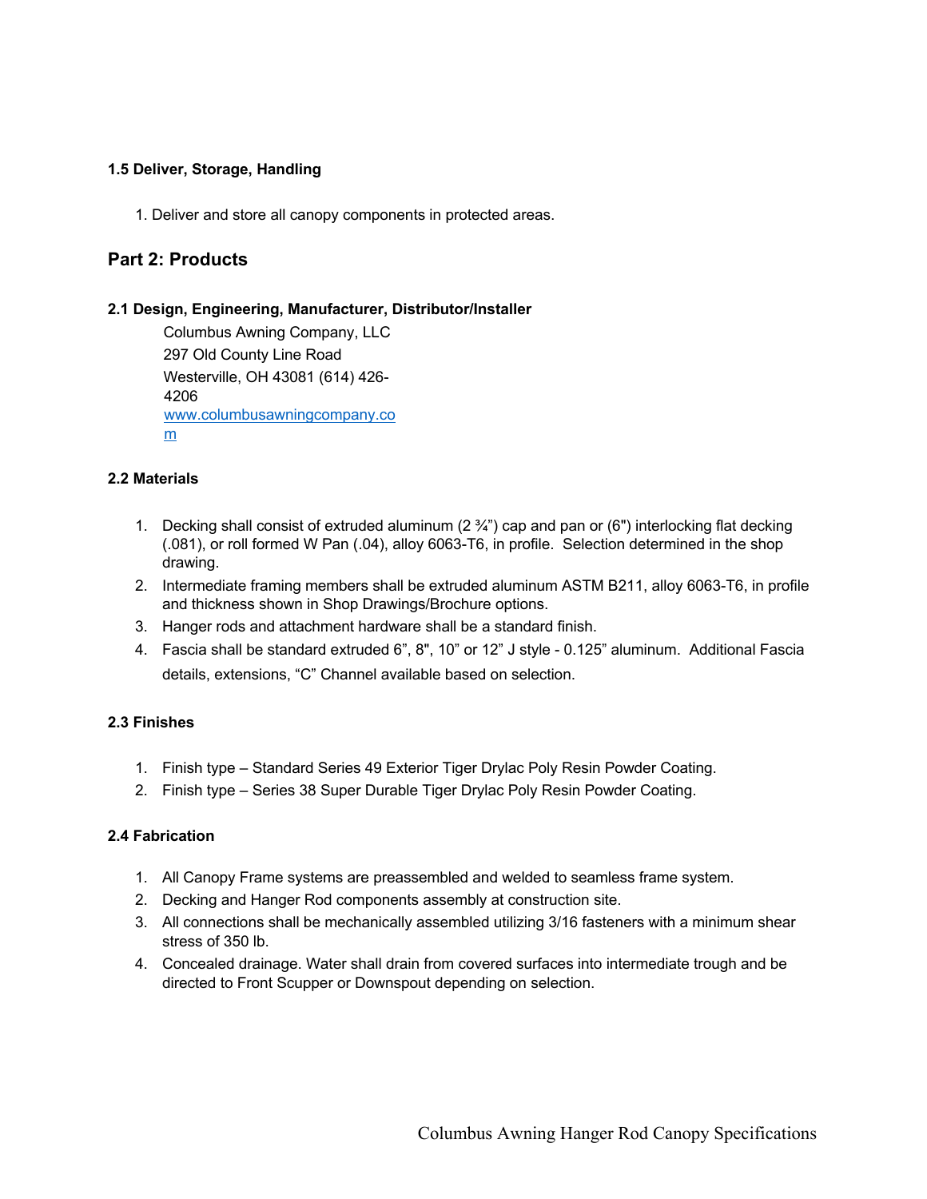### 1.5 Deliver, Storage, Handling

1. Deliver and store all canopy components in protected areas.

## Part 2: Products

### 2.1 Design, Engineering, Manufacturer, Distributor/Installer

Columbus Awning Company, LLC
297 Old County Line Road
Westerville, OH 43081 (614) 426-4206
www.columbusawningcompany.com

### 2.2 Materials

1. Decking shall consist of extruded aluminum (2 ¾") cap and pan or (6") interlocking flat decking (.081), or roll formed W Pan (.04), alloy 6063-T6, in profile. Selection determined in the shop drawing.
2. Intermediate framing members shall be extruded aluminum ASTM B211, alloy 6063-T6, in profile and thickness shown in Shop Drawings/Brochure options.
3. Hanger rods and attachment hardware shall be a standard finish.
4. Fascia shall be standard extruded 6", 8", 10" or 12" J style - 0.125" aluminum. Additional Fascia details, extensions, "C" Channel available based on selection.

### 2.3 Finishes

1. Finish type – Standard Series 49 Exterior Tiger Drylac Poly Resin Powder Coating.
2. Finish type – Series 38 Super Durable Tiger Drylac Poly Resin Powder Coating.

### 2.4 Fabrication

1. All Canopy Frame systems are preassembled and welded to seamless frame system.
2. Decking and Hanger Rod components assembly at construction site.
3. All connections shall be mechanically assembled utilizing 3/16 fasteners with a minimum shear stress of 350 lb.
4. Concealed drainage. Water shall drain from covered surfaces into intermediate trough and be directed to Front Scupper or Downspout depending on selection.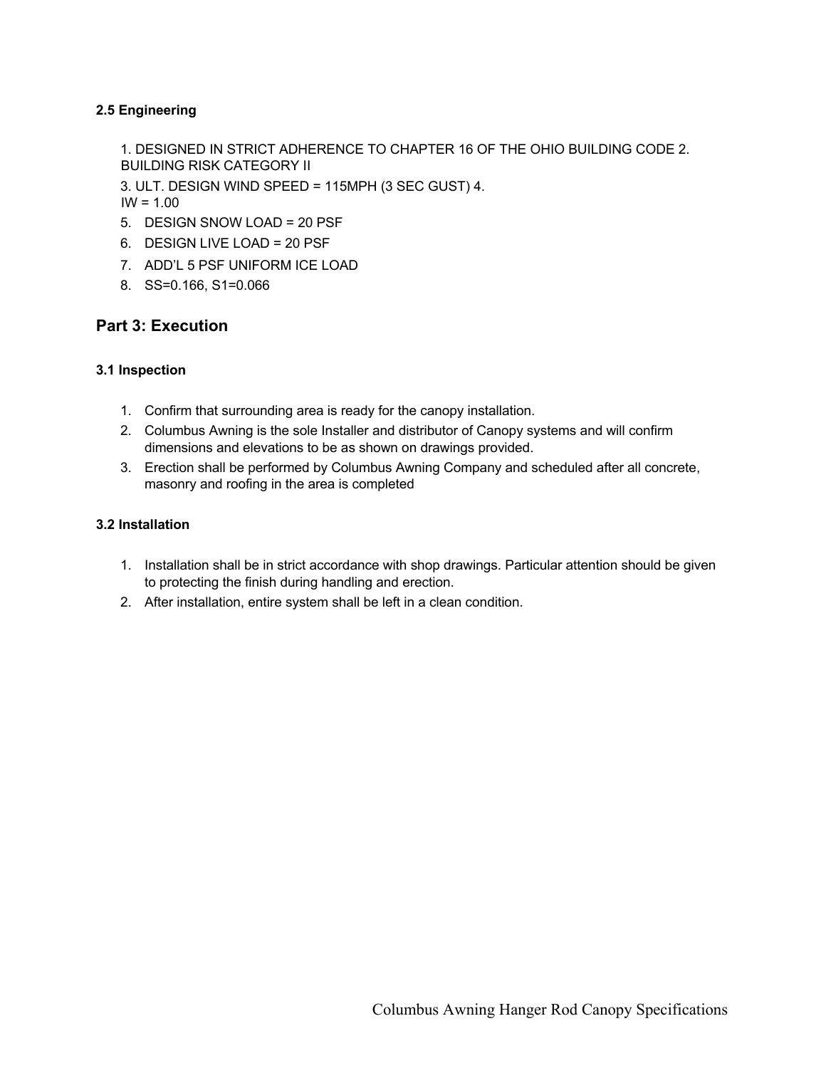### 2.5 Engineering

1. DESIGNED IN STRICT ADHERENCE TO CHAPTER 16 OF THE OHIO BUILDING CODE 2. BUILDING RISK CATEGORY II
3. ULT. DESIGN WIND SPEED = 115MPH (3 SEC GUST) 4. IW = 1.00
5. DESIGN SNOW LOAD = 20 PSF
6. DESIGN LIVE LOAD = 20 PSF
7. ADD'L 5 PSF UNIFORM ICE LOAD
8. SS=0.166, S1=0.066

## Part 3: Execution

### 3.1 Inspection

1. Confirm that surrounding area is ready for the canopy installation.
2. Columbus Awning is the sole Installer and distributor of Canopy systems and will confirm dimensions and elevations to be as shown on drawings provided.
3. Erection shall be performed by Columbus Awning Company and scheduled after all concrete, masonry and roofing in the area is completed

### 3.2 Installation

1. Installation shall be in strict accordance with shop drawings. Particular attention should be given to protecting the finish during handling and erection.
2. After installation, entire system shall be left in a clean condition.